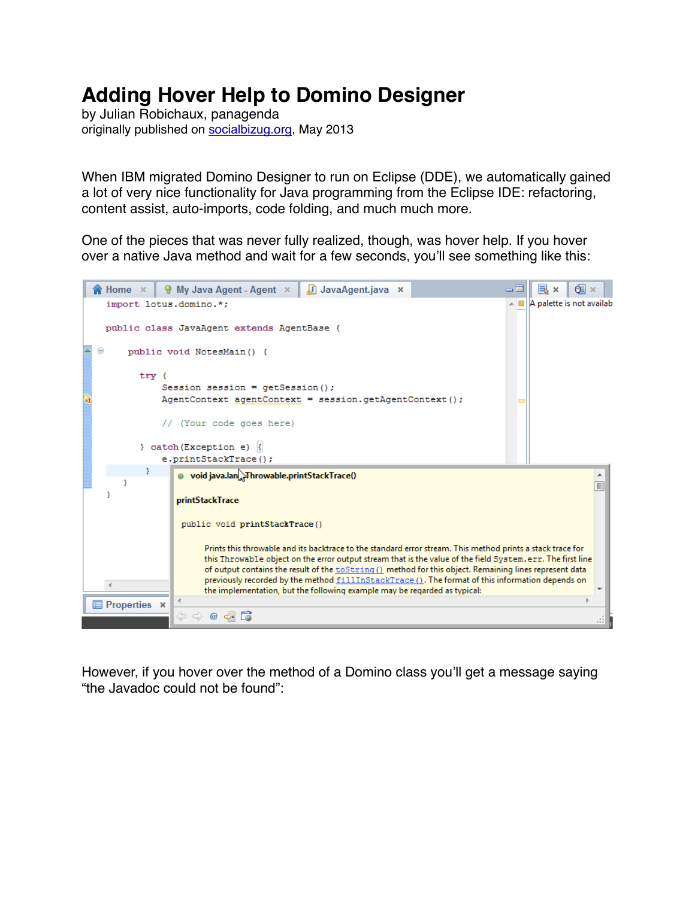# Adding Hover Help to Domino Designer

by Julian Robichaux, panagenda
originally published on socialbizug.org, May 2013

When IBM migrated Domino Designer to run on Eclipse (DDE), we automatically gained a lot of very nice functionality for Java programming from the Eclipse IDE: refactoring, content assist, auto-imports, code folding, and much much more.

One of the pieces that was never fully realized, though, was hover help. If you hover over a native Java method and wait for a few seconds, you'll see something like this:

However, if you hover over the method of a Domino class you'll get a message saying "the Javadoc could not be found":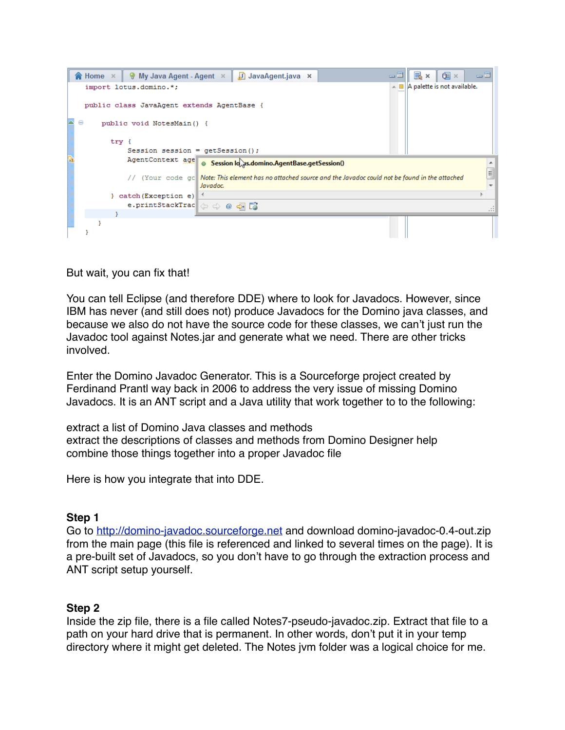But wait, you can fix that!

You can tell Eclipse (and therefore DDE) where to look for Javadocs. However, since IBM has never (and still does not) produce Javadocs for the Domino java classes, and because we also do not have the source code for these classes, we can't just run the Javadoc tool against Notes.jar and generate what we need. There are other tricks involved.

Enter the Domino Javadoc Generator. This is a Sourceforge project created by Ferdinand Prantl way back in 2006 to address the very issue of missing Domino Javadocs. It is an ANT script and a Java utility that work together to to the following:

extract a list of Domino Java classes and methods
extract the descriptions of classes and methods from Domino Designer help
combine those things together into a proper Javadoc file

Here is how you integrate that into DDE.

**Step 1**
Go to [http://domino-javadoc.sourceforge.net](http://domino-javadoc.sourceforge.net) and download domino-javadoc-0.4-out.zip from the main page (this file is referenced and linked to several times on the page). It is a pre-built set of Javadocs, so you don't have to go through the extraction process and ANT script setup yourself.

**Step 2**
Inside the zip file, there is a file called Notes7-pseudo-javadoc.zip. Extract that file to a path on your hard drive that is permanent. In other words, don't put it in your temp directory where it might get deleted. The Notes jvm folder was a logical choice for me.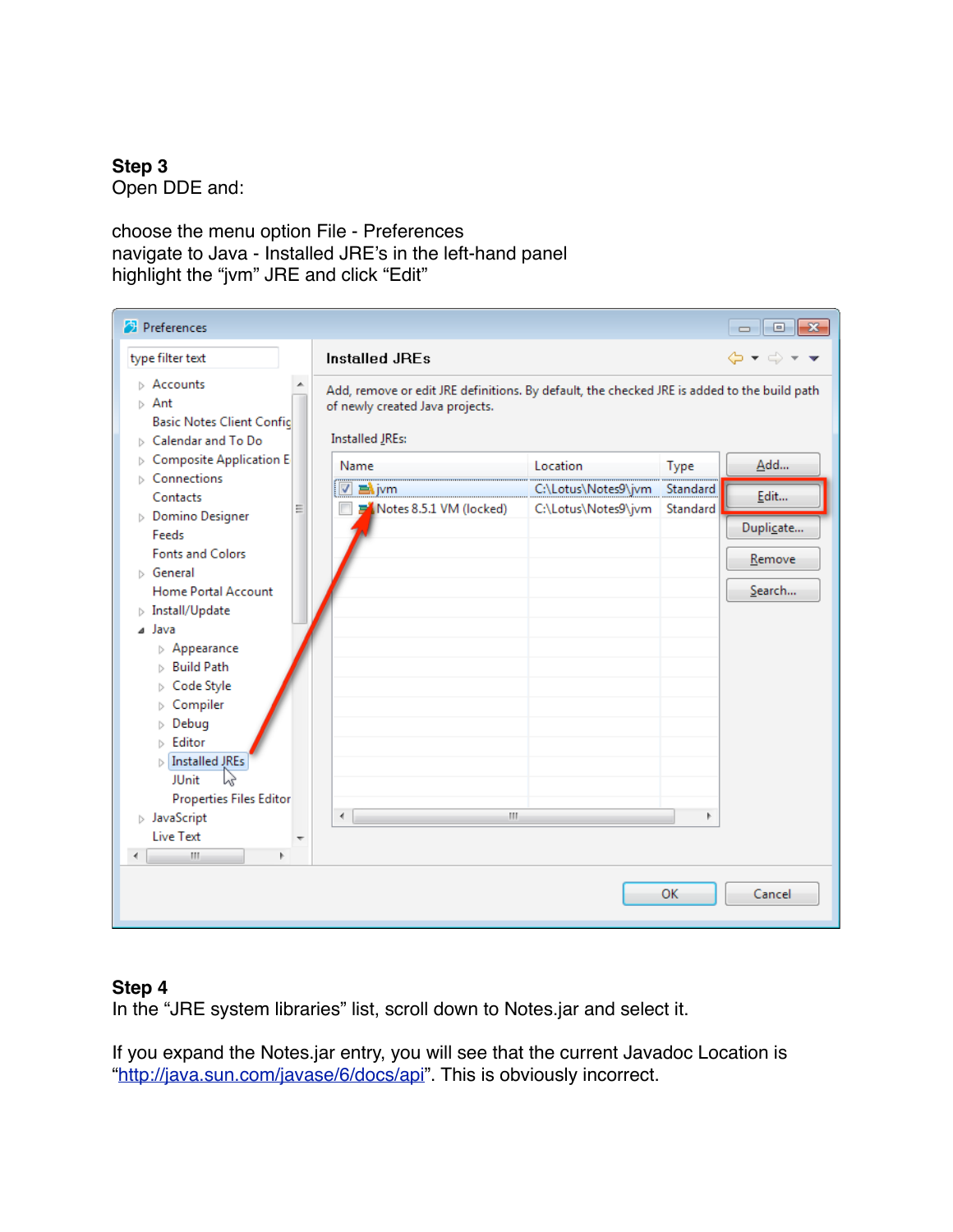**Step 3**
Open DDE and:

choose the menu option File - Preferences
navigate to Java - Installed JRE's in the left-hand panel
highlight the "jvm" JRE and click "Edit"

**Step 4**
In the "JRE system libraries" list, scroll down to Notes.jar and select it.

If you expand the Notes.jar entry, you will see that the current Javadoc Location is "[http://java.sun.com/javase/6/docs/api](http://java.sun.com/javase/6/docs/api)". This is obviously incorrect.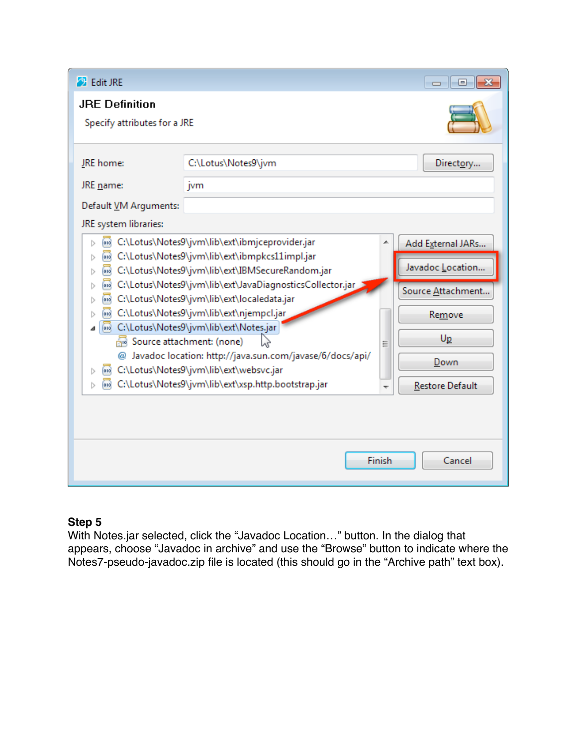**Step 5**

With Notes.jar selected, click the “Javadoc Location…” button. In the dialog that appears, choose “Javadoc in archive” and use the “Browse” button to indicate where the Notes7-pseudo-javadoc.zip file is located (this should go in the “Archive path” text box).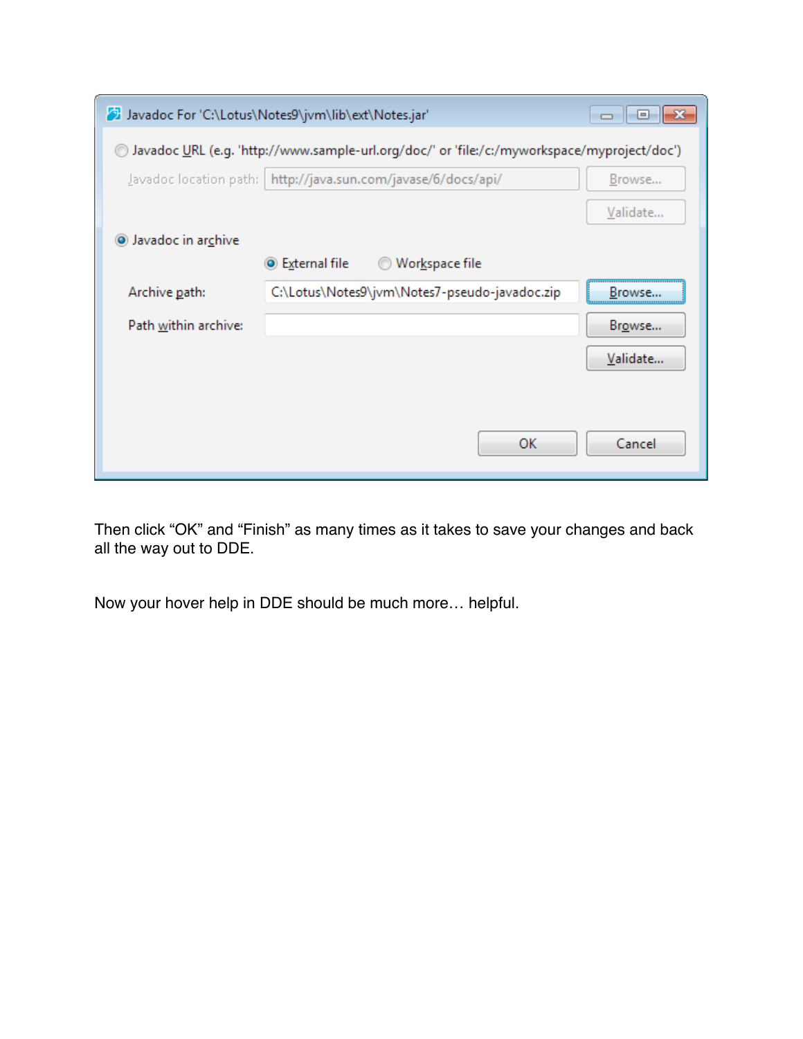Then click “OK” and “Finish” as many times as it takes to save your changes and back all the way out to DDE.

Now your hover help in DDE should be much more… helpful.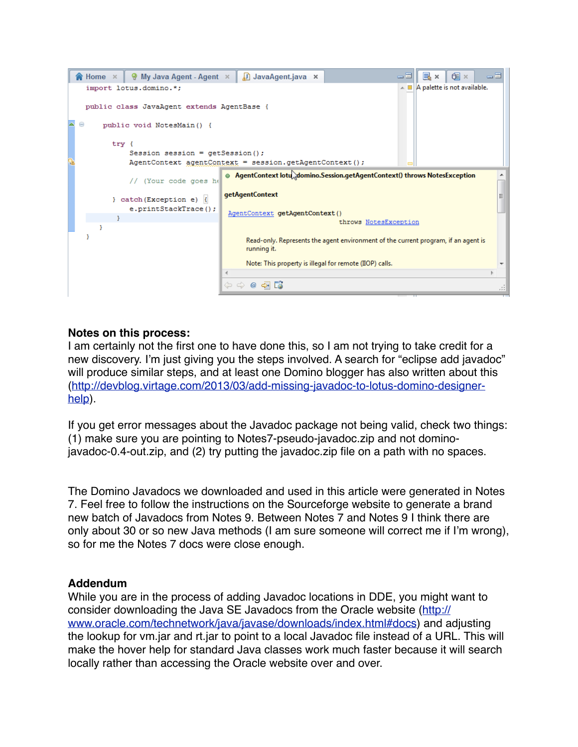**Notes on this process:**
I am certainly not the first one to have done this, so I am not trying to take credit for a new discovery. I'm just giving you the steps involved. A search for "eclipse add javadoc" will produce similar steps, and at least one Domino blogger has also written about this (http://devblog.virtage.com/2013/03/add-missing-javadoc-to-lotus-domino-designer-help).

If you get error messages about the Javadoc package not being valid, check two things: (1) make sure you are pointing to Notes7-pseudo-javadoc.zip and not domino-javadoc-0.4-out.zip, and (2) try putting the javadoc.zip file on a path with no spaces.

The Domino Javadocs we downloaded and used in this article were generated in Notes 7. Feel free to follow the instructions on the Sourceforge website to generate a brand new batch of Javadocs from Notes 9. Between Notes 7 and Notes 9 I think there are only about 30 or so new Java methods (I am sure someone will correct me if I'm wrong), so for me the Notes 7 docs were close enough.

**Addendum**
While you are in the process of adding Javadoc locations in DDE, you might want to consider downloading the Java SE Javadocs from the Oracle website (http://www.oracle.com/technetwork/java/javase/downloads/index.html#docs) and adjusting the lookup for vm.jar and rt.jar to point to a local Javadoc file instead of a URL. This will make the hover help for standard Java classes work much faster because it will search locally rather than accessing the Oracle website over and over.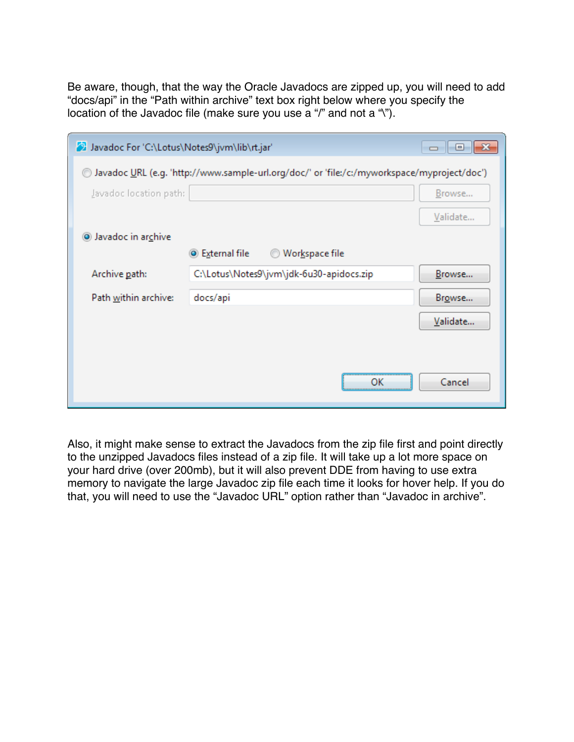Be aware, though, that the way the Oracle Javadocs are zipped up, you will need to add “docs/api” in the “Path within archive” text box right below where you specify the location of the Javadoc file (make sure you use a “/” and not a “\”).

Also, it might make sense to extract the Javadocs from the zip file first and point directly to the unzipped Javadocs files instead of a zip file. It will take up a lot more space on your hard drive (over 200mb), but it will also prevent DDE from having to use extra memory to navigate the large Javadoc zip file each time it looks for hover help. If you do that, you will need to use the “Javadoc URL” option rather than “Javadoc in archive”.